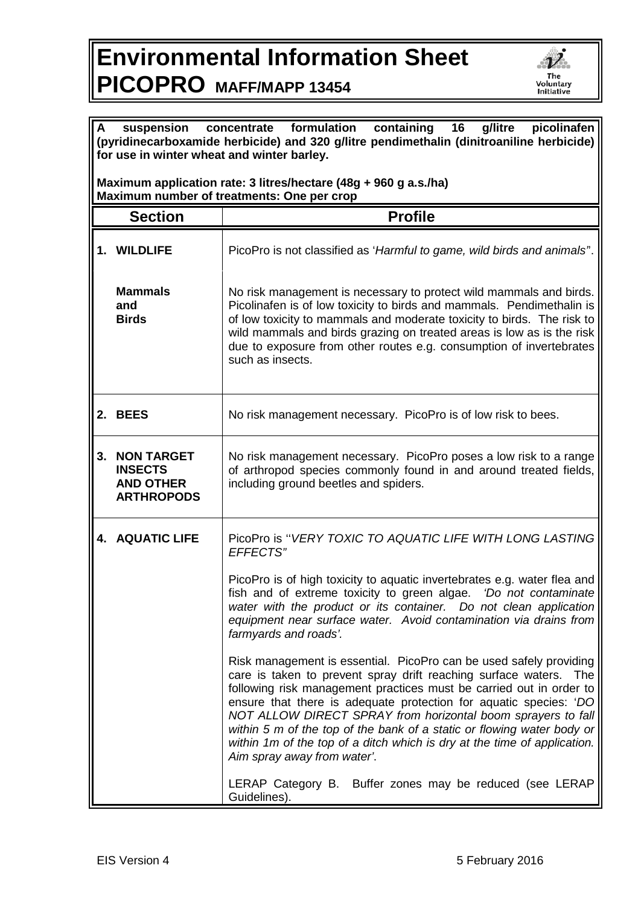# Environmental Information Sheet
# PICOPRO MAFF/MAPP 13454

**A suspension concentrate formulation containing 16 g/litre picolinafen (pyridinecarboxamide herbicide) and 320 g/litre pendimethalin (dinitroaniline herbicide) for use in winter wheat and winter barley.**

**Maximum application rate: 3 litres/hectare (48g + 960 g a.s./ha)**
**Maximum number of treatments: One per crop**

| Section | Profile |
|---|---|
| **1. WILDLIFE** | PicoPro is not classified as '*Harmful to game, wild birds and animals*'. |
| **Mammals and Birds** | No risk management is necessary to protect wild mammals and birds. Picolinafen is of low toxicity to birds and mammals. Pendimethalin is of low toxicity to mammals and moderate toxicity to birds. The risk to wild mammals and birds grazing on treated areas is low as is the risk due to exposure from other routes e.g. consumption of invertebrates such as insects. |
| **2. BEES** | No risk management necessary. PicoPro is of low risk to bees. |
| **3. NON TARGET INSECTS AND OTHER ARTHROPODS** | No risk management necessary. PicoPro poses a low risk to a range of arthropod species commonly found in and around treated fields, including ground beetles and spiders. |
| **4. AQUATIC LIFE** | PicoPro is ''*VERY TOXIC TO AQUATIC LIFE WITH LONG LASTING EFFECTS*"<br><br>PicoPro is of high toxicity to aquatic invertebrates e.g. water flea and fish and of extreme toxicity to green algae. *'Do not contaminate water with the product or its container. Do not clean application equipment near surface water. Avoid contamination via drains from farmyards and roads'.*<br><br>Risk management is essential. PicoPro can be used safely providing care is taken to prevent spray drift reaching surface waters. The following risk management practices must be carried out in order to ensure that there is adequate protection for aquatic species: '*DO NOT ALLOW DIRECT SPRAY from horizontal boom sprayers to fall within 5 m of the top of the bank of a static or flowing water body or within 1m of the top of a ditch which is dry at the time of application. Aim spray away from water'*.<br><br>LERAP Category B. Buffer zones may be reduced (see LERAP Guidelines). |

EIS Version 4 5 February 2016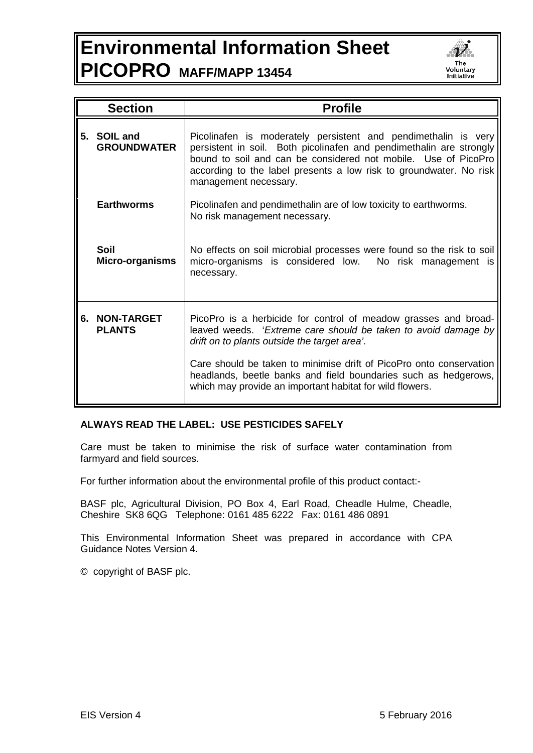# Environmental Information Sheet
## PICOPRO MAFF/MAPP 13454

| Section | Profile |
|---|---|
| **5. SOIL and GROUNDWATER** | Picolinafen is moderately persistent and pendimethalin is very persistent in soil. Both picolinafen and pendimethalin are strongly bound to soil and can be considered not mobile. Use of PicoPro according to the label presents a low risk to groundwater. No risk management necessary. |
| **Earthworms** | Picolinafen and pendimethalin are of low toxicity to earthworms. No risk management necessary. |
| **Soil Micro-organisms** | No effects on soil microbial processes were found so the risk to soil micro-organisms is considered low. No risk management is necessary. |
| **6. NON-TARGET PLANTS** | PicoPro is a herbicide for control of meadow grasses and broad-leaved weeds. '*Extreme care should be taken to avoid damage by drift on to plants outside the target area*'. <br><br> Care should be taken to minimise drift of PicoPro onto conservation headlands, beetle banks and field boundaries such as hedgerows, which may provide an important habitat for wild flowers. |

**ALWAYS READ THE LABEL: USE PESTICIDES SAFELY**

Care must be taken to minimise the risk of surface water contamination from farmyard and field sources.

For further information about the environmental profile of this product contact:-

BASF plc, Agricultural Division, PO Box 4, Earl Road, Cheadle Hulme, Cheadle, Cheshire SK8 6QG Telephone: 0161 485 6222 Fax: 0161 486 0891

This Environmental Information Sheet was prepared in accordance with CPA Guidance Notes Version 4.

© copyright of BASF plc.

EIS Version 4 5 February 2016